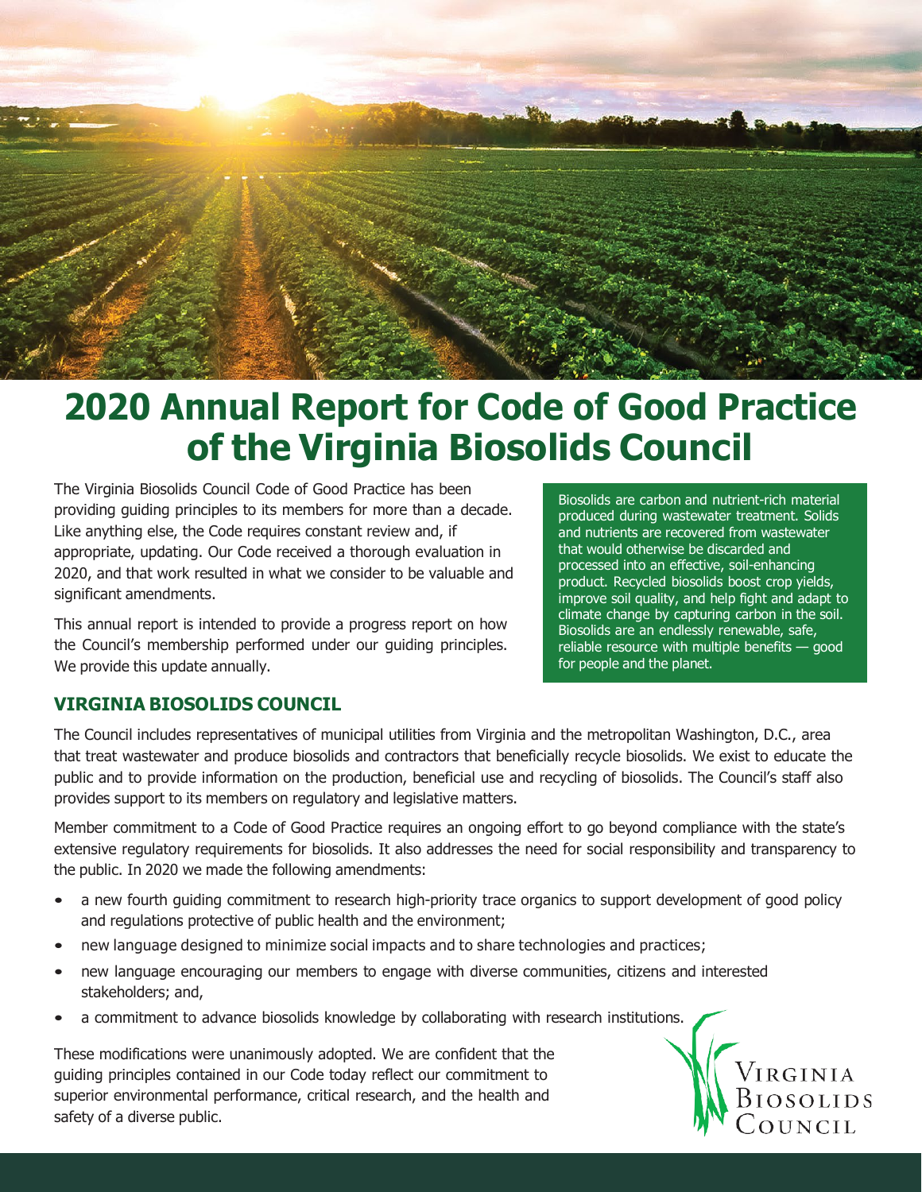# 2020 Annual Report for Code of Good Practice of the Virginia Biosolids Council

The Virginia Biosolids Council Code of Good Practice has been providing guiding principles to its members for more than a decade. Like anything else, the Code requires constant review and, if appropriate, updating. Our Code received a thorough evaluation in 2020, and that work resulted in what we consider to be valuable and significant amendments.

This annual report is intended to provide a progress report on how the Council's membership performed under our guiding principles. We provide this update annually.

> Biosolids are carbon and nutrient-rich material produced during wastewater treatment. Solids and nutrients are recovered from wastewater that would otherwise be discarded and processed into an effective, soil-enhancing product. Recycled biosolids boost crop yields, improve soil quality, and help fight and adapt to climate change by capturing carbon in the soil. Biosolids are an endlessly renewable, safe, reliable resource with multiple benefits — good for people and the planet.

## VIRGINIA BIOSOLIDS COUNCIL

The Council includes representatives of municipal utilities from Virginia and the metropolitan Washington, D.C., area that treat wastewater and produce biosolids and contractors that beneficially recycle biosolids. We exist to educate the public and to provide information on the production, beneficial use and recycling of biosolids. The Council's staff also provides support to its members on regulatory and legislative matters.

Member commitment to a Code of Good Practice requires an ongoing effort to go beyond compliance with the state's extensive regulatory requirements for biosolids. It also addresses the need for social responsibility and transparency to the public. In 2020 we made the following amendments:

- a new fourth guiding commitment to research high-priority trace organics to support development of good policy and regulations protective of public health and the environment;
- new language designed to minimize social impacts and to share technologies and practices;
- new language encouraging our members to engage with diverse communities, citizens and interested stakeholders; and,
- a commitment to advance biosolids knowledge by collaborating with research institutions.

These modifications were unanimously adopted. We are confident that the guiding principles contained in our Code today reflect our commitment to superior environmental performance, critical research, and the health and safety of a diverse public.

Virginia Biosolids Council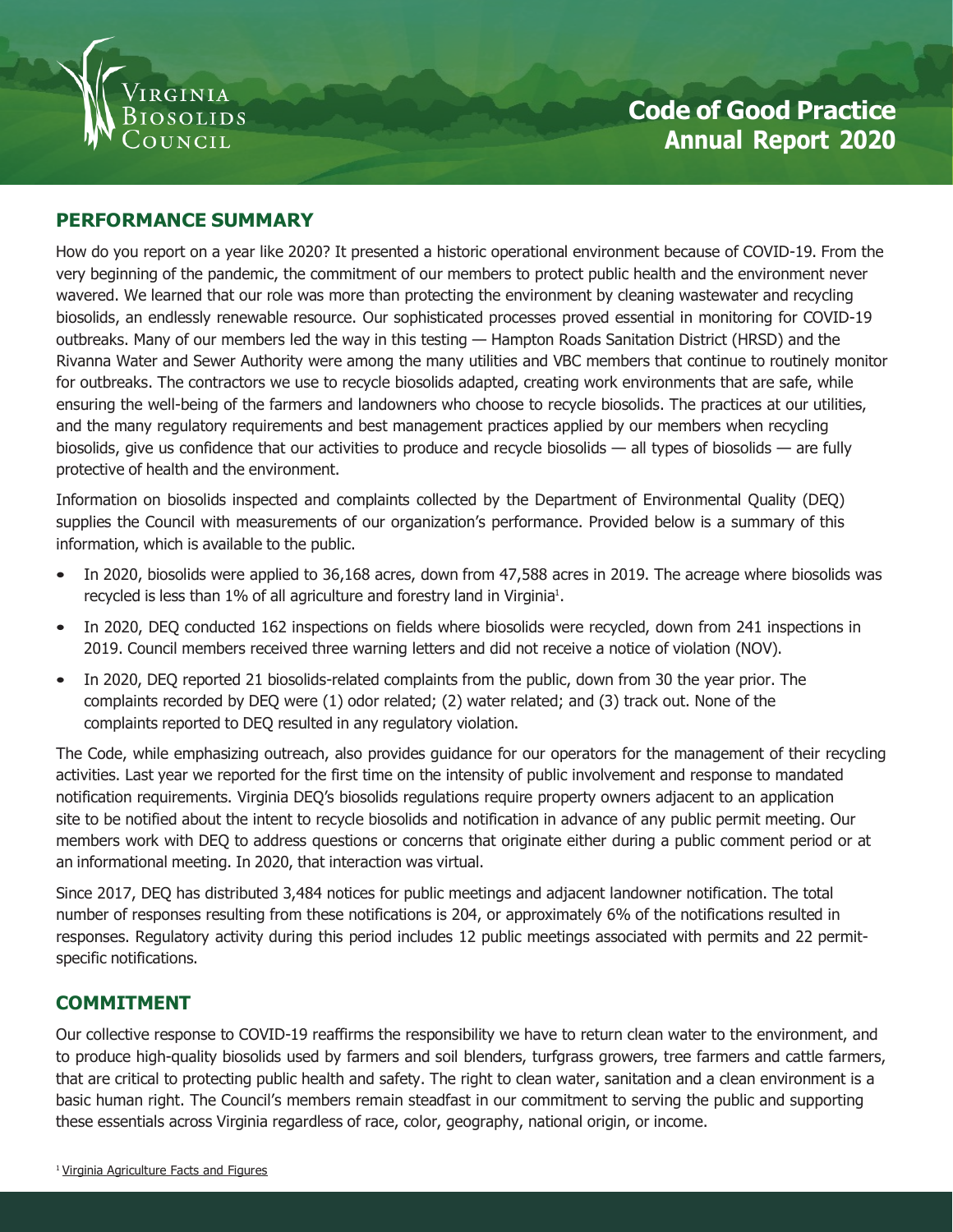Virginia Biosolids Council

# Code of Good Practice Annual Report 2020

## PERFORMANCE SUMMARY

How do you report on a year like 2020? It presented a historic operational environment because of COVID-19. From the very beginning of the pandemic, the commitment of our members to protect public health and the environment never wavered. We learned that our role was more than protecting the environment by cleaning wastewater and recycling biosolids, an endlessly renewable resource. Our sophisticated processes proved essential in monitoring for COVID-19 outbreaks. Many of our members led the way in this testing — Hampton Roads Sanitation District (HRSD) and the Rivanna Water and Sewer Authority were among the many utilities and VBC members that continue to routinely monitor for outbreaks. The contractors we use to recycle biosolids adapted, creating work environments that are safe, while ensuring the well-being of the farmers and landowners who choose to recycle biosolids. The practices at our utilities, and the many regulatory requirements and best management practices applied by our members when recycling biosolids, give us confidence that our activities to produce and recycle biosolids — all types of biosolids — are fully protective of health and the environment.

Information on biosolids inspected and complaints collected by the Department of Environmental Quality (DEQ) supplies the Council with measurements of our organization's performance. Provided below is a summary of this information, which is available to the public.

- In 2020, biosolids were applied to 36,168 acres, down from 47,588 acres in 2019. The acreage where biosolids was recycled is less than 1% of all agriculture and forestry land in Virginia[1].
- In 2020, DEQ conducted 162 inspections on fields where biosolids were recycled, down from 241 inspections in 2019. Council members received three warning letters and did not receive a notice of violation (NOV).
- In 2020, DEQ reported 21 biosolids-related complaints from the public, down from 30 the year prior. The complaints recorded by DEQ were (1) odor related; (2) water related; and (3) track out. None of the complaints reported to DEQ resulted in any regulatory violation.

The Code, while emphasizing outreach, also provides guidance for our operators for the management of their recycling activities. Last year we reported for the first time on the intensity of public involvement and response to mandated notification requirements. Virginia DEQ's biosolids regulations require property owners adjacent to an application site to be notified about the intent to recycle biosolids and notification in advance of any public permit meeting. Our members work with DEQ to address questions or concerns that originate either during a public comment period or at an informational meeting. In 2020, that interaction was virtual.

Since 2017, DEQ has distributed 3,484 notices for public meetings and adjacent landowner notification. The total number of responses resulting from these notifications is 204, or approximately 6% of the notifications resulted in responses. Regulatory activity during this period includes 12 public meetings associated with permits and 22 permit-specific notifications.

## COMMITMENT

Our collective response to COVID-19 reaffirms the responsibility we have to return clean water to the environment, and to produce high-quality biosolids used by farmers and soil blenders, turfgrass growers, tree farmers and cattle farmers, that are critical to protecting public health and safety. The right to clean water, sanitation and a clean environment is a basic human right. The Council's members remain steadfast in our commitment to serving the public and supporting these essentials across Virginia regardless of race, color, geography, national origin, or income.

[1] Virginia Agriculture Facts and Figures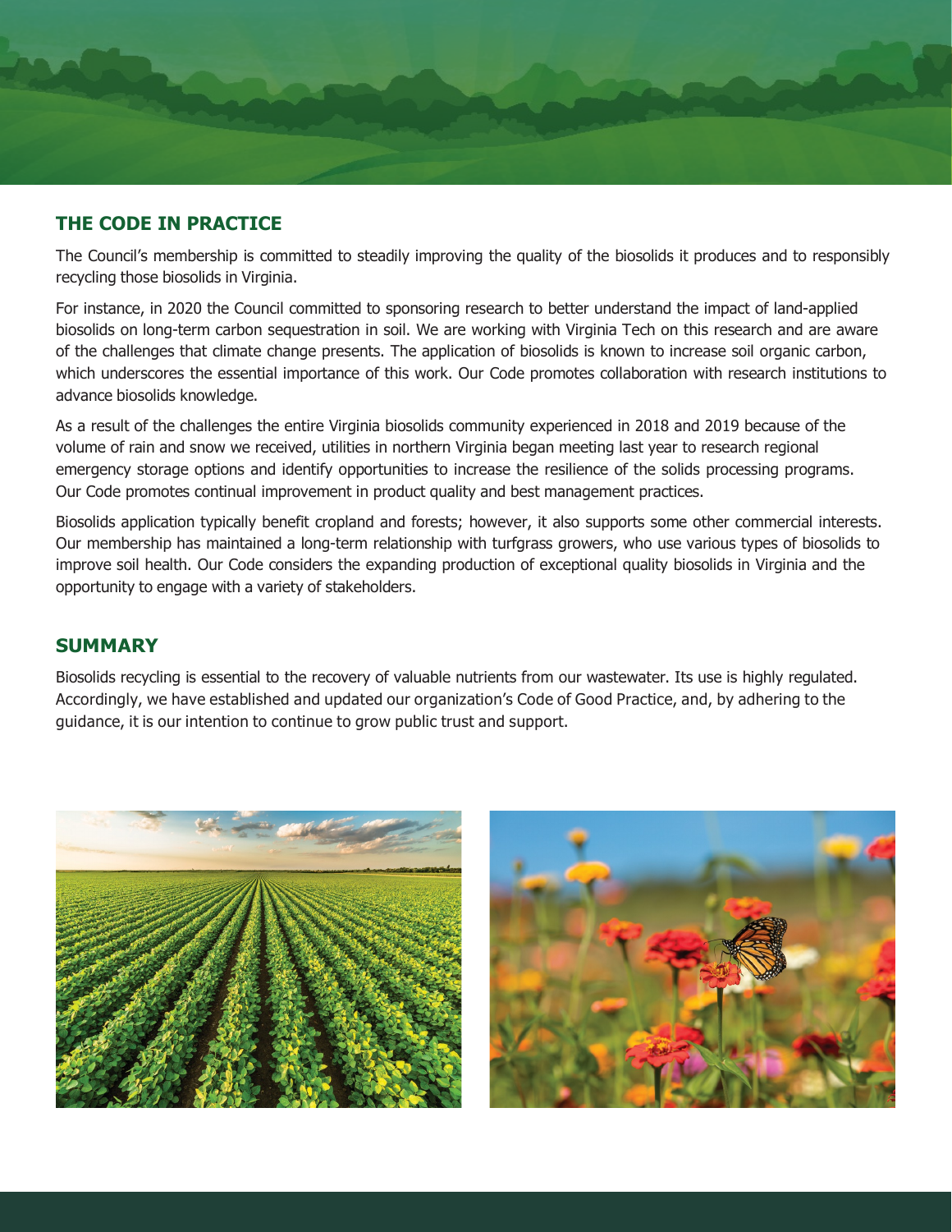## THE CODE IN PRACTICE

The Council's membership is committed to steadily improving the quality of the biosolids it produces and to responsibly recycling those biosolids in Virginia.

For instance, in 2020 the Council committed to sponsoring research to better understand the impact of land-applied biosolids on long-term carbon sequestration in soil. We are working with Virginia Tech on this research and are aware of the challenges that climate change presents. The application of biosolids is known to increase soil organic carbon, which underscores the essential importance of this work. Our Code promotes collaboration with research institutions to advance biosolids knowledge.

As a result of the challenges the entire Virginia biosolids community experienced in 2018 and 2019 because of the volume of rain and snow we received, utilities in northern Virginia began meeting last year to research regional emergency storage options and identify opportunities to increase the resilience of the solids processing programs. Our Code promotes continual improvement in product quality and best management practices.

Biosolids application typically benefit cropland and forests; however, it also supports some other commercial interests. Our membership has maintained a long-term relationship with turfgrass growers, who use various types of biosolids to improve soil health. Our Code considers the expanding production of exceptional quality biosolids in Virginia and the opportunity to engage with a variety of stakeholders.

## SUMMARY

Biosolids recycling is essential to the recovery of valuable nutrients from our wastewater. Its use is highly regulated. Accordingly, we have established and updated our organization's Code of Good Practice, and, by adhering to the guidance, it is our intention to continue to grow public trust and support.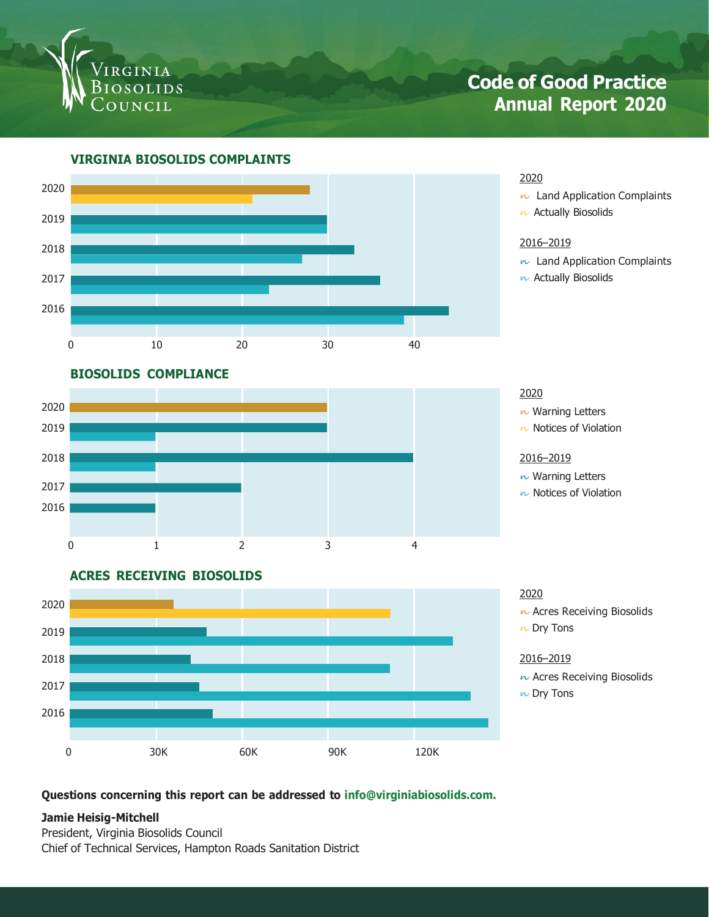Virginia Biosolids Council

# Code of Good Practice Annual Report 2020

## VIRGINIA BIOSOLIDS COMPLAINTS

2020
2019
2018
2017
2016

0
10
20
30
40

2020
- Land Application Complaints
- Actually Biosolids

2016–2019
- Land Application Complaints
- Actually Biosolids

## BIOSOLIDS COMPLIANCE

2020
2019
2018
2017
2016

0
1
2
3
4

2020
- Warning Letters
- Notices of Violation

2016–2019
- Warning Letters
- Notices of Violation

## ACRES RECEIVING BIOSOLIDS

2020
2019
2018
2017
2016

0
30K
60K
90K
120K

2020
- Acres Receiving Biosolids
- Dry Tons

2016–2019
- Acres Receiving Biosolids
- Dry Tons

**Questions concerning this report can be addressed to info@virginiabiosolids.com.**

**Jamie Heisig-Mitchell**
President, Virginia Biosolids Council
Chief of Technical Services, Hampton Roads Sanitation District